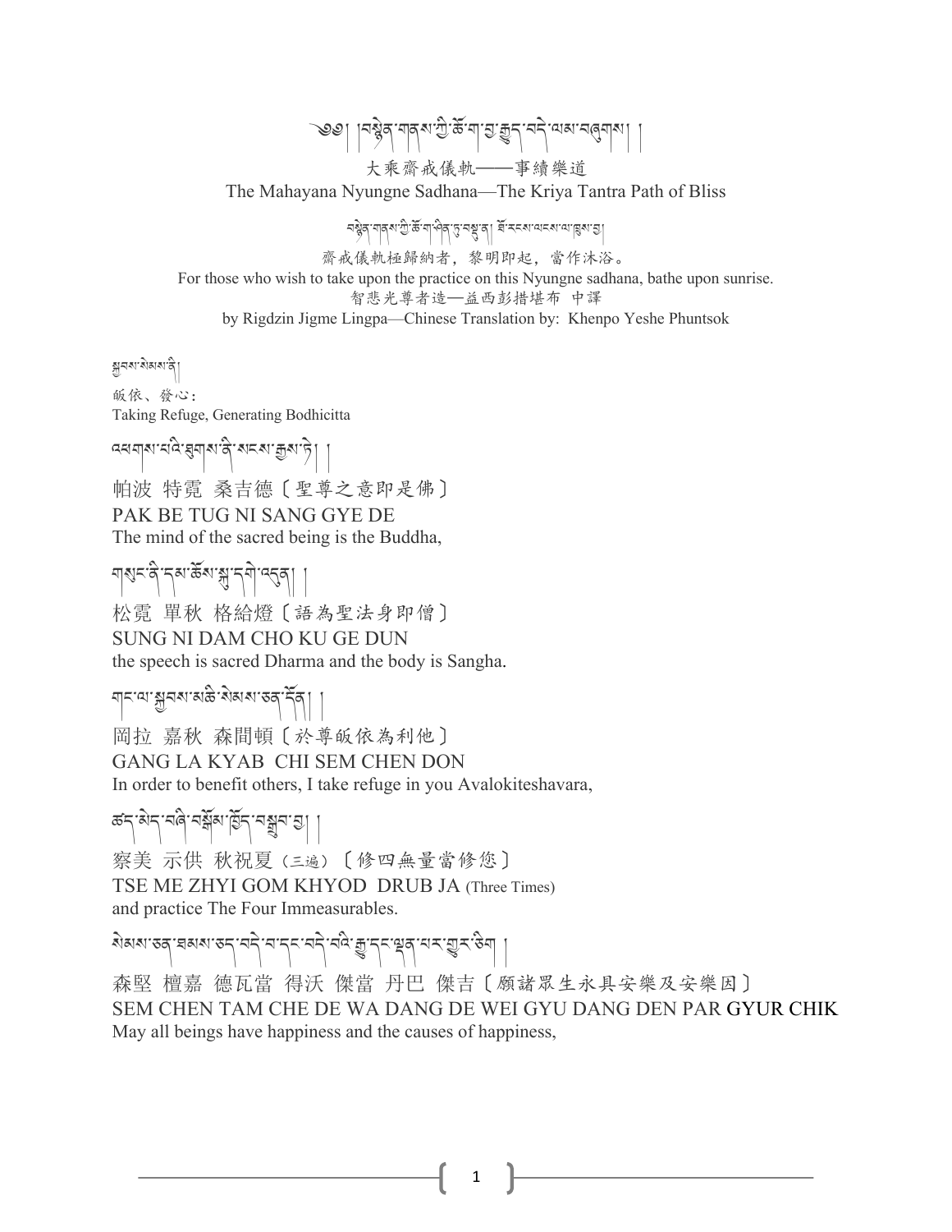# ༄༅། །བསྙེན་གནས་ཀྱི་ཆོ་ག་བྱ་རྒྱུད་བདེ་ལམ་བཞུགས། །

大乘齋戒儀軌——事續樂道

The Mahayana Nyungne Sadhana—The Kriya Tantra Path of Bliss

བསྙེན་གནས་ཀྱི་ཆོ་ག་ཤིན་ཏུ་བསྡུ་ན། ཐོ་རངས་ལངས་ལ་ཁྲུས་བྱ།

齋戒儀軌極歸納者，黎明即起，當作沐浴。

For those who wish to take upon the practice on this Nyungne sadhana, bathe upon sunrise.

智悲光尊者造—益西彭措堪布 中譯

by Rigdzin Jigme Lingpa—Chinese Translation by: Khenpo Yeshe Phuntsok

སྐྱབས་སེམས་ནི།

皈依、發心：

Taking Refuge, Generating Bodhicitta

འཕགས་པའི་ཐུགས་ནི་སངས་རྒྱས་ཏེ། །

帕波 特霓 桑吉德〔聖尊之意即是佛〕

PAK BE TUG NI SANG GYE DE

The mind of the sacred being is the Buddha,

གསུང་ནི་དམ་ཆོས་སྐུ་དགེ་འདུན། །

松霓 單秋 格給燈〔語為聖法身即僧〕

SUNG NI DAM CHO KU GE DUN

the speech is sacred Dharma and the body is Sangha.

གང་ལ་སྐྱབས་མཆི་སེམས་ཅན་དོན། །

岡拉 嘉秋 森間頓〔於尊皈依為利他〕

GANG LA KYAB CHI SEM CHEN DON

In order to benefit others, I take refuge in you Avalokiteshavara,

ཚད་མེད་བཞི་བསྒོམ་ཁྱོད་བསྒྲུབ་བྱ། །

察美 示供 秋祝夏（三遍）〔修四無量當修您〕

TSE ME ZHYI GOM KHYOD DRUB JA (Three Times)

and practice The Four Immeasurables.

སེམས་ཅན་ཐམས་ཅད་བདེ་བ་དང་བདེ་བའི་རྒྱུ་དང་ལྡན་པར་གྱུར་ཅིག །

森堅 檀嘉 德瓦當 得沃 傑當 丹巴 傑吉〔願諸眾生永具安樂及安樂因〕

SEM CHEN TAM CHE DE WA DANG DE WEI GYU DANG DEN PAR GYUR CHIK

May all beings have happiness and the causes of happiness,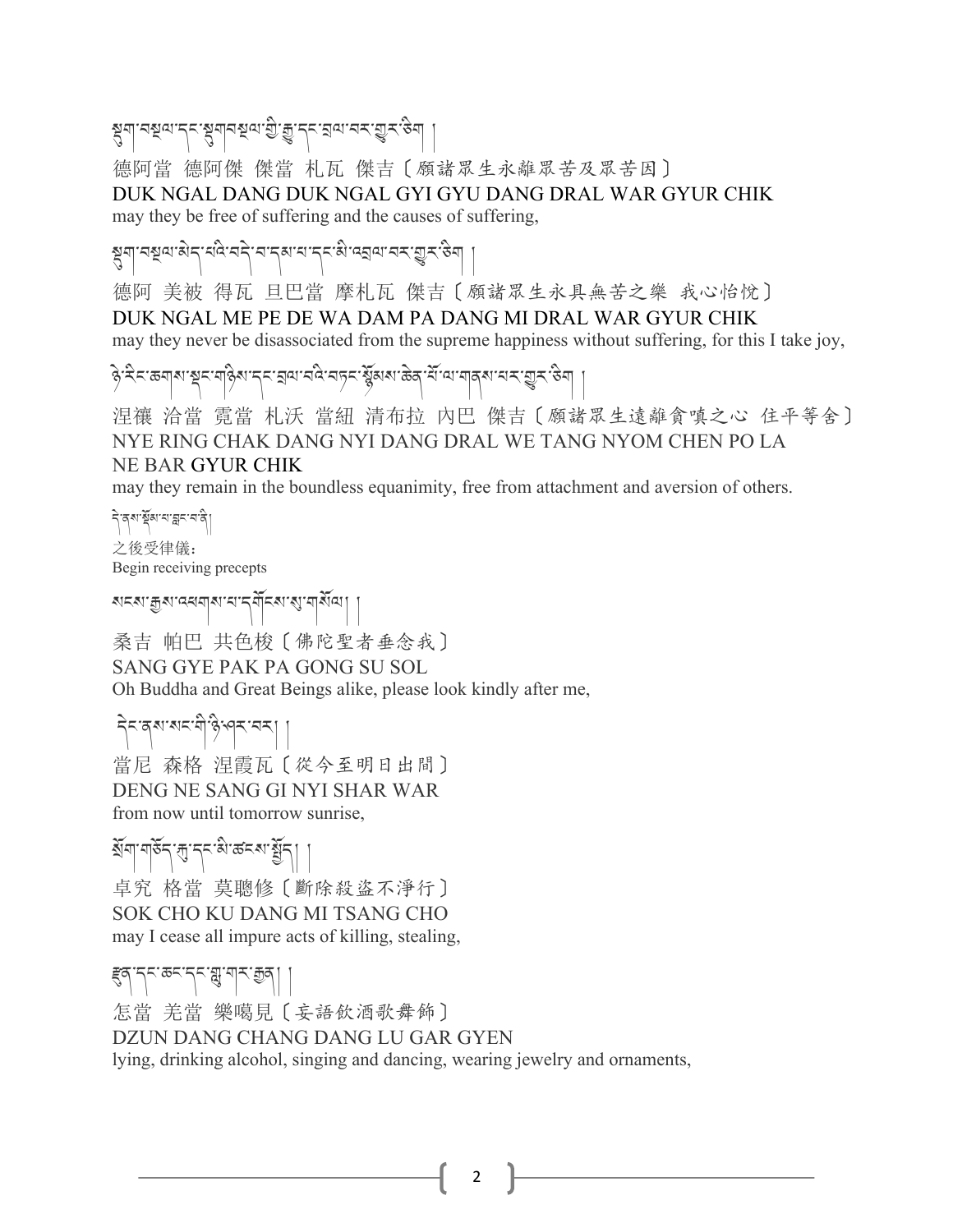སྡུག་བསྔལ་དང་སྡུག་བསྔལ་གྱི་རྒྱུ་དང་བྲལ་བར་གྱུར་ཅིག །

德阿當 德阿傑 傑當 札瓦 傑吉〔願諸眾生永離眾苦及眾苦因〕

DUK NGAL DANG DUK NGAL GYI GYU DANG DRAL WAR GYUR CHIK

may they be free of suffering and the causes of suffering,

སྡུག་བསྔལ་མེད་པའི་བདེ་བ་དམ་པ་དང་མི་འབྲལ་བར་གྱུར་ཅིག །

德阿 美被 得瓦 旦巴當 摩札瓦 傑吉〔願諸眾生永具無苦之樂 我心怡悅〕

DUK NGAL ME PE DE WA DAM PA DANG MI DRAL WAR GYUR CHIK

may they never be disassociated from the supreme happiness without suffering, for this I take joy,

ཉེ་རིང་ཆགས་སྡང་གཉིས་དང་བྲལ་བའི་བཏང་སྙོམས་ཆེན་པོ་ལ་གནས་པར་གྱུར་ཅིག །

涅禳 洽當 霓當 札沃 當紐 清布拉 內巴 傑吉〔願諸眾生遠離貪嗔之心 住平等舍〕

NYE RING CHAK DANG NYI DANG DRAL WE TANG NYOM CHEN PO LA NE BAR GYUR CHIK

may they remain in the boundless equanimity, free from attachment and aversion of others.

དེ་ནས་སྡོམ་པ་བླང་བ་ནི།

之後受律儀：

Begin receiving precepts

སངས་རྒྱས་འཕགས་པ་དགོངས་སུ་གསོལ། །

桑吉 帕巴 共色梭〔佛陀聖者垂念我〕

SANG GYE PAK PA GONG SU SOL

Oh Buddha and Great Beings alike, please look kindly after me,

དེང་ནས་སང་གི་ཉི་ཤར་བར། །

當尼 森格 涅霞瓦〔從今至明日出間〕

DENG NE SANG GI NYI SHAR WAR

from now until tomorrow sunrise,

སྲོག་གཅོད་རྐུ་དང་མི་ཚངས་སྤྱོད། །

卓究 格當 莫聰修〔斷除殺盜不淨行〕

SOK CHO KU DANG MI TSANG CHO

may I cease all impure acts of killing, stealing,

རྫུན་དང་ཆང་དང་གླུ་གར་རྒྱན། །

怎當 羌當 樂噶見〔妄語飲酒歌舞飾〕

DZUN DANG CHANG DANG LU GAR GYEN

lying, drinking alcohol, singing and dancing, wearing jewelry and ornaments,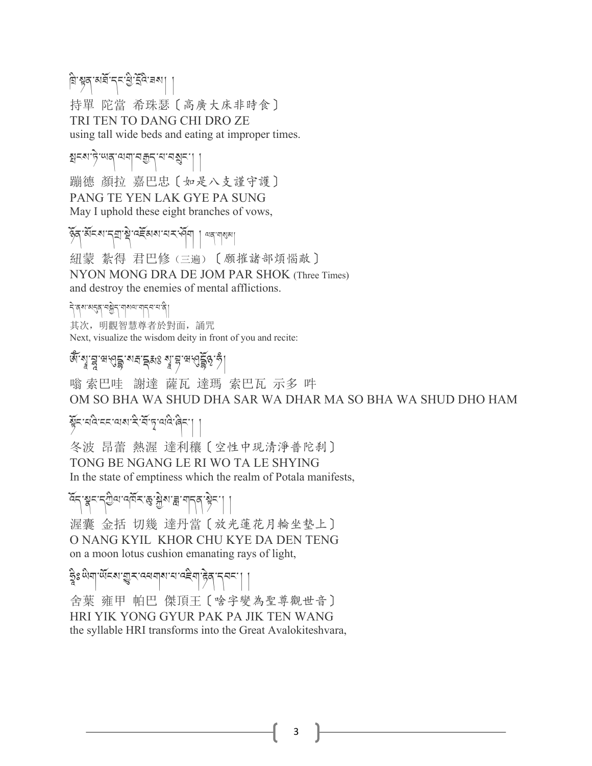ཁྲི་སྟན་མཐོ་དང་ཕྱི་དྲོའི་ཟས། །

持單 陀當 希珠瑟〔高廣大床非時食〕

TRI TEN TO DANG CHI DRO ZE

using tall wide beds and eating at improper times.

སྤངས་ཏེ་ཡན་ལག་བརྒྱད་པ་བསྲུང་། །

蹦德 顏拉 嘉巴忠〔如是八支謹守護〕

PANG TE YEN LAK GYE PA SUNG

May I uphold these eight branches of vows,

ཉོན་མོངས་དགྲ་སྡེ་འཇོམས་པར་ཤོག །ལན་གསུམ།

紐蒙 紮得 君巴修（三遍）〔願摧諸部煩惱敵〕

NYON MONG DRA DE JOM PAR SHOK (Three Times)

and destroy the enemies of mental afflictions.

དེ་ནས་མདུན་བསྐྱེད་གསལ་གདབ་པ་ནི།

其次，明觀智慧尊者於對面，誦咒

Next, visualize the wisdom deity in front of you and recite:

ཨོཾ་སྭ་བྷཱ་ཝ་ཤུདྡྷ་སརྦ་དྷརྨཱཿ སྭ་བྷཱ་ཝ་ཤུདྡྷོ྅ཧཾ།

嗡 索巴哇 謝達 薩瓦 達瑪 索巴瓦 示多 吽

OM SO BHA WA SHUD DHA SAR WA DHAR MA SO BHA WA SHUD DHO HAM

སྟོང་པའི་ངང་ལས་རི་བོ་ཏ་ལའི་ཞིང་། །

冬波 昂蕾 熱渥 達利禳〔空性中現清淨普陀剎〕

TONG BE NGANG LE RI WO TA LE SHYING

In the state of emptiness which the realm of Potala manifests,

འོད་སྣང་དཀྱིལ་འཁོར་ཆུ་སྐྱེས་ཟླ་གདན་སྟེང་། །

渥囊 金括 切幾 達丹當〔放光蓮花月輪坐墊上〕

O NANG KYIL KHOR CHU KYE DA DEN TENG

on a moon lotus cushion emanating rays of light,

ཧྲཱིཿ ཡིག་ཡོངས་གྱུར་འཕགས་པ་འཇིག་རྟེན་དབང་། །

舍葉 雍甲 帕巴 傑頂王〔啥字變為聖尊觀世音〕

HRI YIK YONG GYUR PAK PA JIK TEN WANG

the syllable HRI transforms into the Great Avalokiteshvara,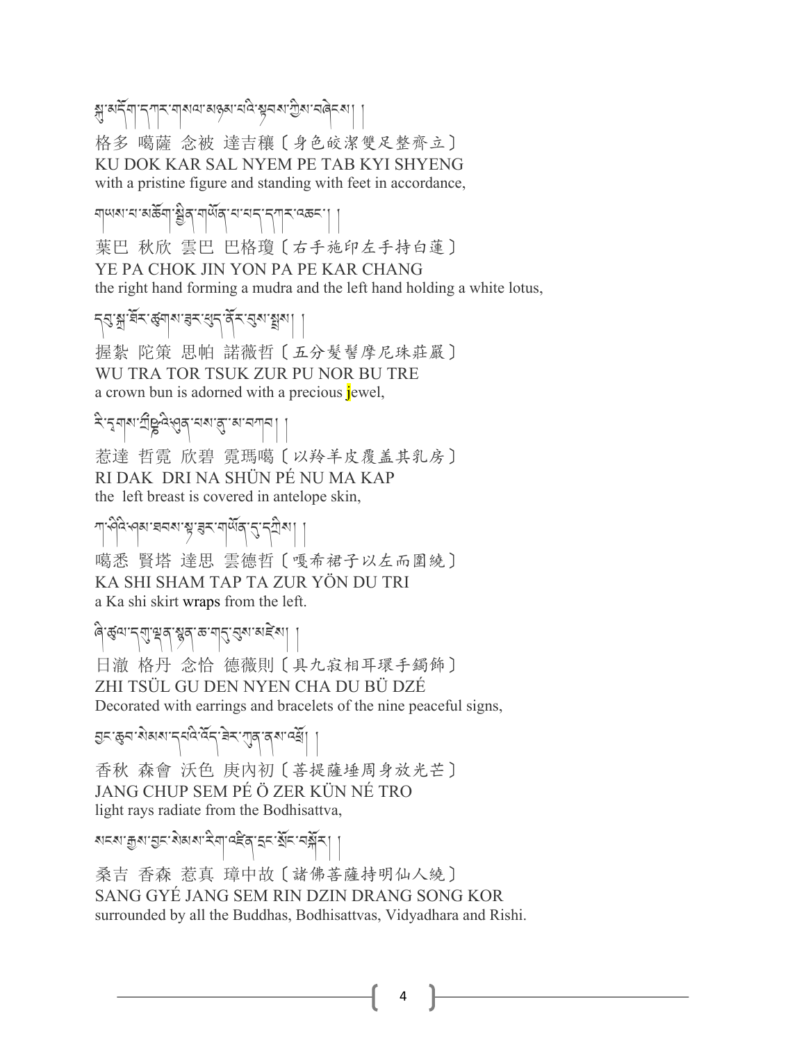སྐུ་མདོག་དཀར་གསལ་མཉམ་པའི་སྟབས་ཀྱིས་བཞེངས། །

格多 噶薩 念被 達吉穰〔身色皎潔雙足整齊立〕

KU DOK KAR SAL NYEM PE TAB KYI SHYENG

with a pristine figure and standing with feet in accordance,

གཡས་པ་མཆོག་སྦྱིན་གཡོན་པ་པད་དཀར་འཆང་། །

葉巴 秋欣 雲巴 巴格瓊〔右手施印左手持白蓮〕

YE PA CHOK JIN YON PA PE KAR CHANG

the right hand forming a mudra and the left hand holding a white lotus,

དབུ་སྐྲ་ཐོར་ཙུག་ཟུར་ཕུད་ནོར་བུས་སྤྲས། །

握紮 陀策 思帕 諾薇哲〔五分髮髻摩尼珠莊嚴〕

WU TRA TOR TSUK ZUR PU NOR BU TRE

a crown bun is adorned with a precious jewel,

རི་དྭགས་ཀྲྀཥྞའི་ཤུན་པས་ནུ་མ་བཀབ། །

惹達 哲霓 欣碧 霓瑪噶〔以羚羊皮覆蓋其乳房〕

RI DAK DRI NA SHÜN PÉ NU MA KAP

the left breast is covered in antelope skin,

ཀ་ཤིའི་ཤམ་ཐབས་སྟ་ཟུར་གཡོན་དུ་དཀྲིས། །

噶悉 賢塔 達思 雲德哲〔嘎希裙子以左而圍繞〕

KA SHI SHAM TAP TA ZUR YÖN DU TRI

a Ka shi skirt wraps from the left.

ཞི་ཚུལ་དགུ་ལྡན་སྙན་ཆ་གདུ་བུས་མཛེས། །

日澈 格丹 念恰 德薇則〔具九寂相耳環手鐲飾〕

ZHI TSÜL GU DEN NYEN CHA DU BÜ DZÉ

Decorated with earrings and bracelets of the nine peaceful signs,

བྱང་ཆུབ་སེམས་དཔའི་འོད་ཟེར་ཀུན་ནས་འཕྲོ། །

香秋 森會 沃色 庚內初〔菩提薩埵周身放光芒〕

JANG CHUP SEM PÉ Ö ZER KÜN NÉ TRO

light rays radiate from the Bodhisattva,

སངས་རྒྱས་བྱང་སེམས་རིག་འཛིན་དྲང་སྲོང་བསྐོར། །

桑吉 香森 惹真 璋中故〔諸佛菩薩持明仙人繞〕

SANG GYÉ JANG SEM RIN DZIN DRANG SONG KOR

surrounded by all the Buddhas, Bodhisattvas, Vidyadhara and Rishi.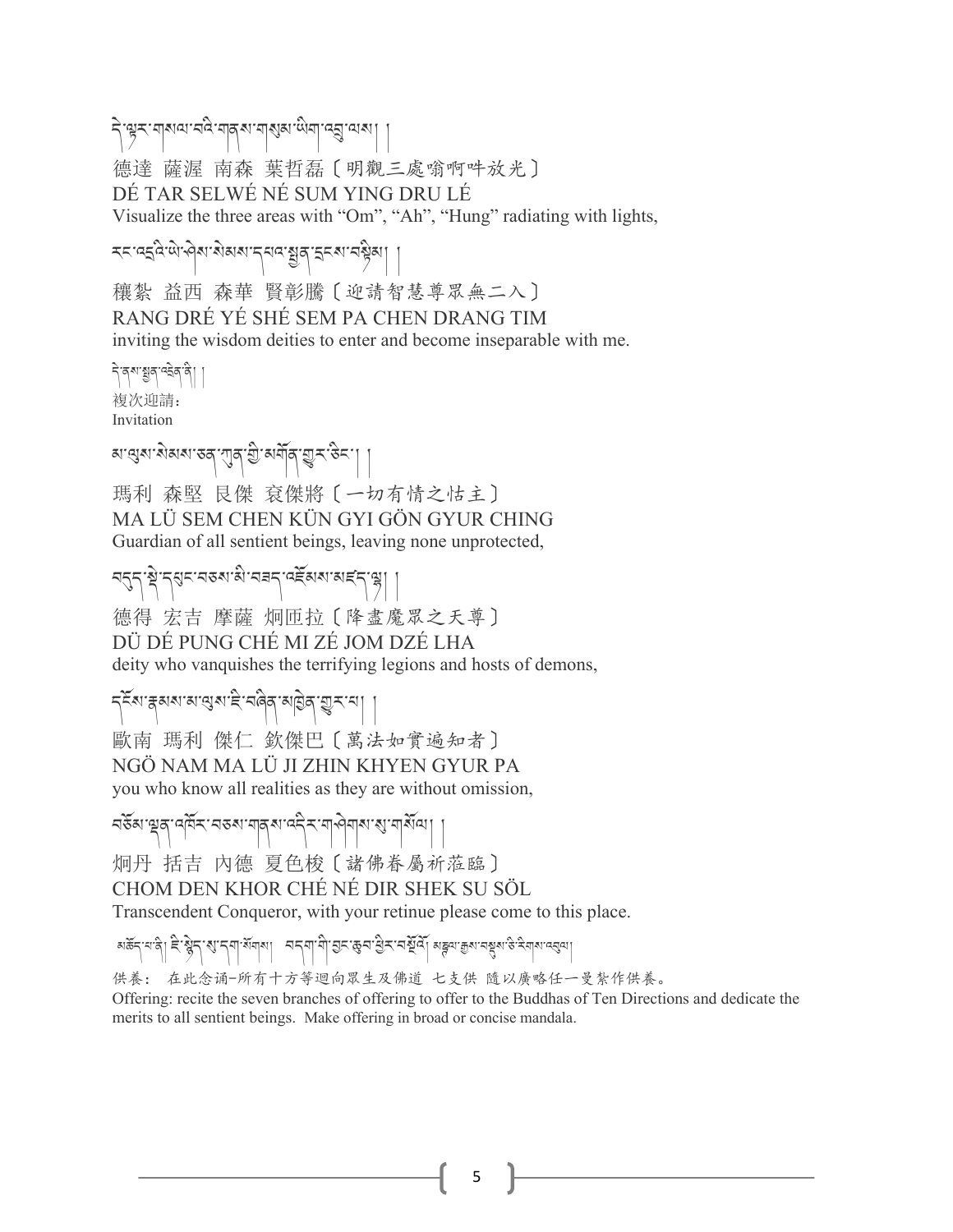དེ་ལྟར་གསལ་བའི་གནས་གསུམ་ཡིག་འབྲུ་ལས། །

德達 薩渥 南森 葉哲磊〔明觀三處嗡啊吽放光〕

DÉ TAR SELWÉ NÉ SUM YING DRU LÉ

Visualize the three areas with “Om”, “Ah”, “Hung” radiating with lights,

རང་འདྲའི་ཡེ་ཤེས་སེམས་དཔའ་སྤྱན་དྲངས་བསྟིམ། །

穰紮 益西 森華 賢彰騰〔迎請智慧尊眾無二入〕

RANG DRÉ YÉ SHÉ SEM PA CHEN DRANG TIM

inviting the wisdom deities to enter and become inseparable with me.

དེ་ནས་སྤྱན་འདྲེན་ནི། །

複次迎請：

Invitation

མ་ལུས་སེམས་ཅན་ཀུན་གྱི་མགོན་གྱུར་ཅིང་། །

瑪利 森堅 艮傑 袞傑將〔一切有情之怙主〕

MA LÜ SEM CHEN KÜN GYI GÖN GYUR CHING

Guardian of all sentient beings, leaving none unprotected,

བདུད་སྡེ་དཔུང་བཅས་མི་བཟད་འཇོམས་མཛད་ལྷ། །

德得 宏吉 摩薩 炯匝拉〔降盡魔眾之天尊〕

DÜ DÉ PUNG CHÉ MI ZÉ JOM DZÉ LHA

deity who vanquishes the terrifying legions and hosts of demons,

དངོས་རྣམས་མ་ལུས་ཇི་བཞིན་མཁྱེན་གྱུར་པ། །

歐南 瑪利 傑仁 欽傑巴〔萬法如實遍知者〕

NGÖ NAM MA LÜ JI ZHIN KHYEN GYUR PA

you who know all realities as they are without omission,

བཅོམ་ལྡན་འཁོར་བཅས་གནས་འདིར་གཤེགས་སུ་གསོལ། །

炯丹 括吉 內德 夏色梭〔諸佛眷屬祈蒞臨〕

CHOM DEN KHOR CHÉ NÉ DIR SHEK SU SÖL

Transcendent Conqueror, with your retinue please come to this place.

མཆོད་པ་ནི། ཇི་སྙེད་སུ་དག་སོགས། བདག་གི་བྱང་ཆུབ་ཕྱིར་བསྔོའོ། མཎྜལ་རྒྱས་བསྡུས་ཅི་རིགས་འབུལ།

供養： 在此念诵-所有十方等迴向眾生及佛道 七支供 隨以廣略任一曼紮作供養。

Offering: recite the seven branches of offering to offer to the Buddhas of Ten Directions and dedicate the merits to all sentient beings. Make offering in broad or concise mandala.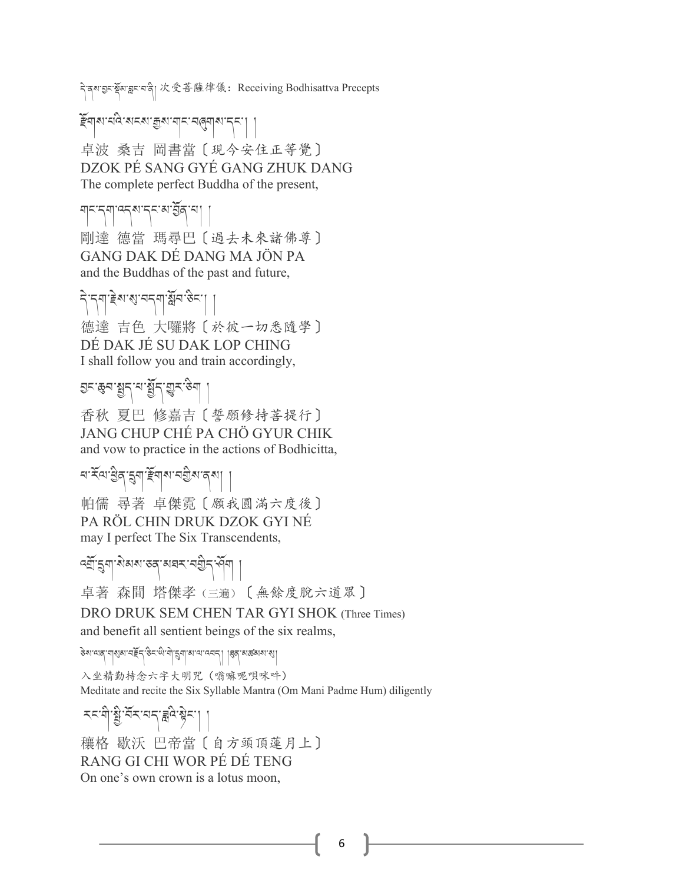དེ་ནས་བྱང་སྡོམ་བླང་བ་ནི། 次受菩薩律儀：Receiving Bodhisattva Precepts

རྫོགས་པའི་སངས་རྒྱས་གང་བཞུགས་དང་། །

卓波 桑吉 岡書當〔現今安住正等覺〕
DZOK PÉ SANG GYÉ GANG ZHUK DANG
The complete perfect Buddha of the present,

གང་དག་འདས་དང་མ་བྱོན་པ། །

剛達 德當 瑪尋巴〔過去未來諸佛尊〕
GANG DAK DÉ DANG MA JÖN PA
and the Buddhas of the past and future,

དེ་དག་རྗེས་སུ་བདག་སློབ་ཅིང་། །

德達 吉色 大囉將〔於彼一切悉隨學〕
DÉ DAK JÉ SU DAK LOP CHING
I shall follow you and train accordingly,

བྱང་ཆུབ་སྤྱོད་པ་སྤྱོད་གྱུར་ཅིག །

香秋 夏巴 修嘉吉〔誓願修持菩提行〕
JANG CHUP CHÉ PA CHÖ GYUR CHIK
and vow to practice in the actions of Bodhicitta,

ཕ་རོལ་ཕྱིན་དྲུག་རྫོགས་བགྱིས་ནས། །

帕儒 尋著 卓傑霓〔願我圓滿六度後〕
PA RÖL CHIN DRUK DZOK GYI NÉ
may I perfect The Six Transcendents,

འགྲོ་དྲུག་སེམས་ཅན་མཐར་བགྱིད་ཤོག །

卓著 森間 塔傑孝（三遍）〔無餘度脫六道眾〕
DRO DRUK SEM CHEN TAR GYI SHOK (Three Times)
and benefit all sentient beings of the six realms,

ཅེས་ལན་གསུམ་བཟློད་ཅིང་ཡི་གེ་དྲུག་མ་ལ་འབད། །ཐུན་མཚམས་སུ།

入坐精勤持念六字大明咒（嗡嘛呢唄咪吽）
Meditate and recite the Six Syllable Mantra (Om Mani Padme Hum) diligently

རང་གི་སྤྱི་བོར་པད་ཟླའི་སྟེང་། །

穰格 歇沃 巴帝當〔自方頭頂蓮月上〕
RANG GI CHI WOR PÉ DÉ TENG
On one’s own crown is a lotus moon,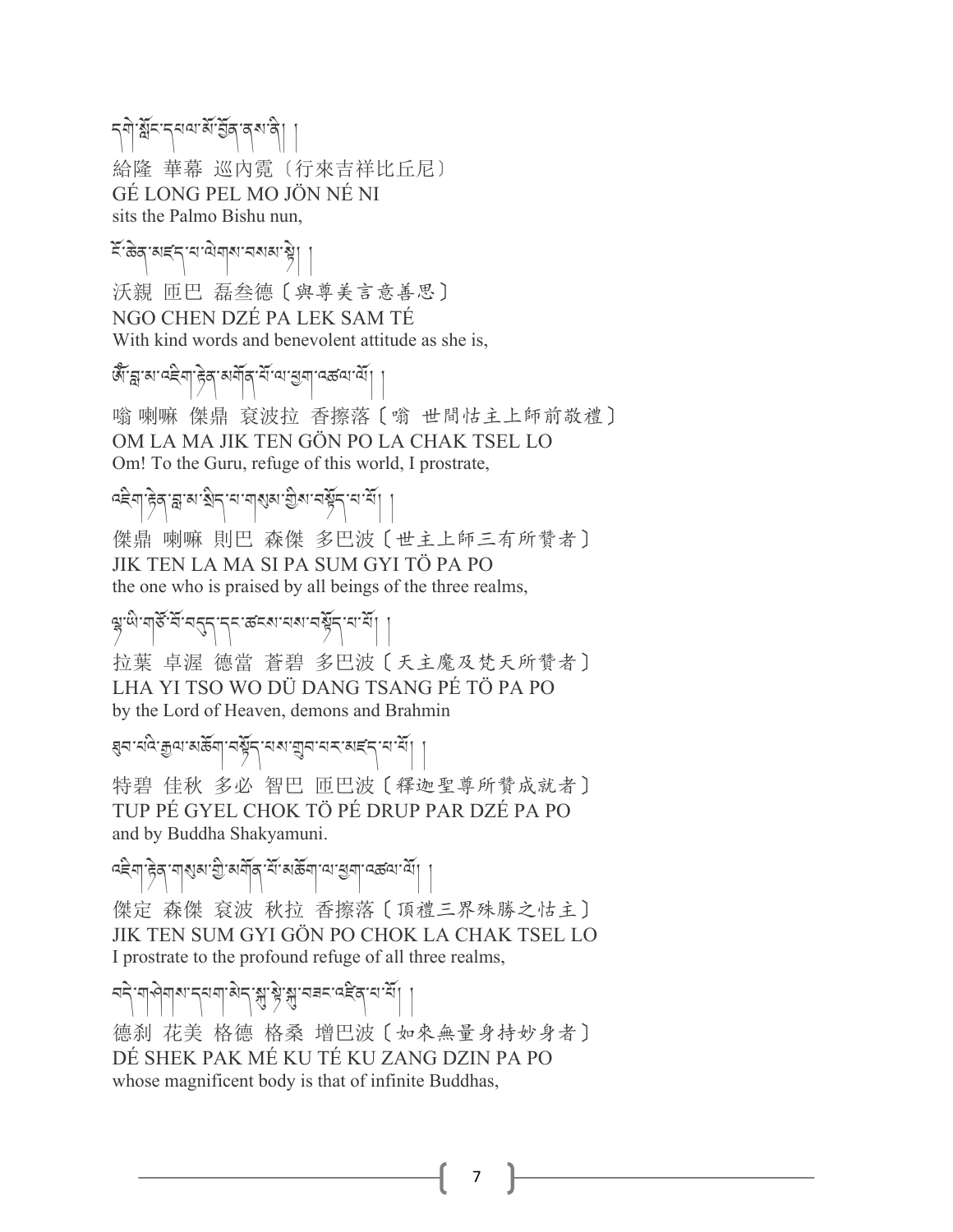དགེ་སློང་དཔལ་མོ་བྱོན་ནས་ནི། །

給隆 華幕 巡內霓〔行來吉祥比丘尼〕

GÉ LONG PEL MO JÖN NÉ NI

sits the Palmo Bishu nun,

ངོ་ཆེན་མཛད་པ་ལེགས་བསམ་སྟེ། །

沃親 匝巴 磊叁德〔與尊美言意善思〕

NGO CHEN DZÉ PA LEK SAM TÉ

With kind words and benevolent attitude as she is,

ཨོཾ་བླ་མ་འཇིག་རྟེན་མགོན་པོ་ལ་ཕྱག་འཚལ་ལོ། །

嗡 喇嘛 傑鼎 袞波拉 香擦落〔嗡 世間怙主上師前敬禮〕

OM LA MA JIK TEN GÖN PO LA CHAK TSEL LO

Om! To the Guru, refuge of this world, I prostrate,

འཇིག་རྟེན་བླ་མ་སྲིད་པ་གསུམ་གྱིས་བསྟོད་པ་པོ། །

傑鼎 喇嘛 則巴 森傑 多巴波〔世主上師三有所贊者〕

JIK TEN LA MA SI PA SUM GYI TÖ PA PO

the one who is praised by all beings of the three realms,

ལྷ་ཡི་གཙོ་བོ་བདུད་དང་ཚངས་པས་བསྟོད་པ་པོ། །

拉葉 卓渥 德當 蒼碧 多巴波〔天主魔及梵天所贊者〕

LHA YI TSO WO DÜ DANG TSANG PÉ TÖ PA PO

by the Lord of Heaven, demons and Brahmin

ཐུབ་པའི་རྒྱལ་མཆོག་བསྟོད་པས་གྲུབ་པར་མཛད་པ་པོ། །

特碧 佳秋 多必 智巴 匝巴波〔釋迦聖尊所贊成就者〕

TUP PÉ GYEL CHOK TÖ PÉ DRUP PAR DZÉ PA PO

and by Buddha Shakyamuni.

འཇིག་རྟེན་གསུམ་གྱི་མགོན་པོ་མཆོག་ལ་ཕྱག་འཚལ་ལོ། །

傑定 森傑 袞波 秋拉 香擦落〔頂禮三界殊勝之怙主〕

JIK TEN SUM GYI GÖN PO CHOK LA CHAK TSEL LO

I prostrate to the profound refuge of all three realms,

བདེ་གཤེགས་དཔག་མེད་སྐུ་སྟེ་སྐུ་བཟང་འཛིན་པ་པོ། །

德刹 花美 格德 格桑 增巴波〔如來無量身持妙身者〕

DÉ SHEK PAK MÉ KU TÉ KU ZANG DZIN PA PO

whose magnificent body is that of infinite Buddhas,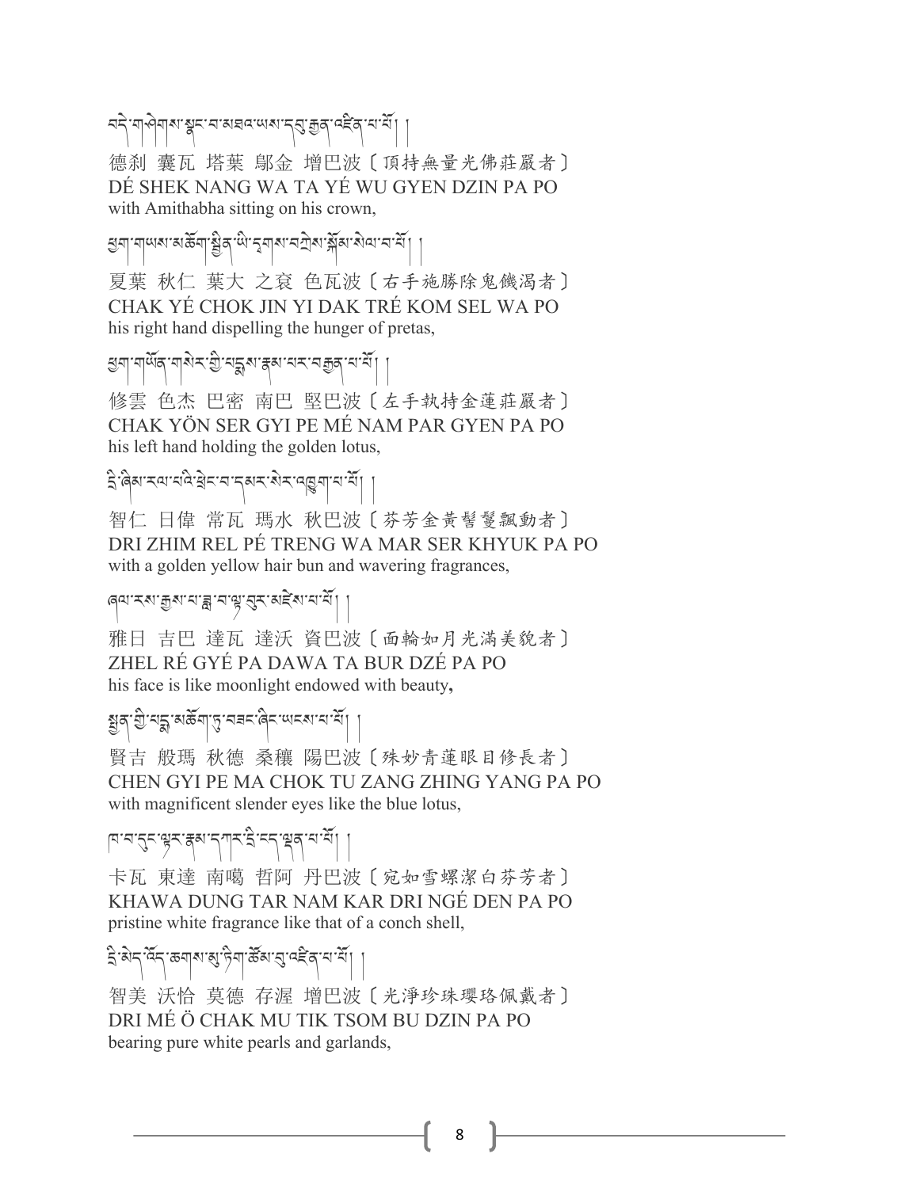བདེ་གཤེགས་སྣང་བ་མཐའ་ཡས་དབུ་རྒྱན་འཛིན་པ་པོ། །

德刹 囊瓦 塔葉 鄔金 增巴波〔頂持無量光佛莊嚴者〕
DÉ SHEK NANG WA TA YÉ WU GYEN DZIN PA PO
with Amithabha sitting on his crown,

ཕྱག་གཡས་མཆོག་སྦྱིན་ཡི་དྭགས་བཀྲེས་སྐོམ་སེལ་བ་པོ། །

夏葉 秋仁 葉大 之衰 色瓦波〔右手施勝除鬼饑渴者〕
CHAK YÉ CHOK JIN YI DAK TRÉ KOM SEL WA PO
his right hand dispelling the hunger of pretas,

ཕྱག་གཡོན་གསེར་གྱི་པདྨ་རྣམ་པར་བརྒྱན་པ་པོ། །

修雲 色杰 巴密 南巴 堅巴波〔左手執持金蓮莊嚴者〕
CHAK YÖN SER GYI PE MÉ NAM PAR GYEN PA PO
his left hand holding the golden lotus,

དྲི་ཞིམ་རལ་པའི་ཕྲེང་བ་དམར་སེར་འཁྱུག་པ་པོ། །

智仁 日偉 常瓦 瑪水 秋巴波〔芬芳金黃髻鬘飄動者〕
DRI ZHIM REL PÉ TRENG WA MAR SER KHYUK PA PO
with a golden yellow hair bun and wavering fragrances,

ཞལ་རས་རྒྱས་པ་ཟླ་བ་ལྟ་བུར་མཛེས་པ་པོ། །

雅日 吉巴 達瓦 達沃 資巴波〔面輪如月光滿美貌者〕
ZHEL RÉ GYÉ PA DAWA TA BUR DZÉ PA PO
his face is like moonlight endowed with beauty,

སྤྱན་གྱི་པདྨ་མཆོག་ཏུ་བཟང་ཞིང་ཡངས་པ་པོ། །

賢吉 般瑪 秋德 桑穰 陽巴波〔殊妙青蓮眼目修長者〕
CHEN GYI PE MA CHOK TU ZANG ZHING YANG PA PO
with magnificent slender eyes like the blue lotus,

ཁ་བ་དུང་ལྟར་རྣམ་དཀར་དྲི་ངད་ལྡན་པ་པོ། །

卡瓦 東達 南噶 哲阿 丹巴波〔宛如雪螺潔白芬芳者〕
KHAWA DUNG TAR NAM KAR DRI NGÉ DEN PA PO
pristine white fragrance like that of a conch shell,

དྲི་མེད་འོད་ཆགས་མུ་ཏིག་ཚོམ་བུ་འཛིན་པ་པོ། །

智美 沃恰 莫德 存渥 增巴波〔光淨珍珠瓔珞佩戴者〕
DRI MÉ Ö CHAK MU TIK TSOM BU DZIN PA PO
bearing pure white pearls and garlands,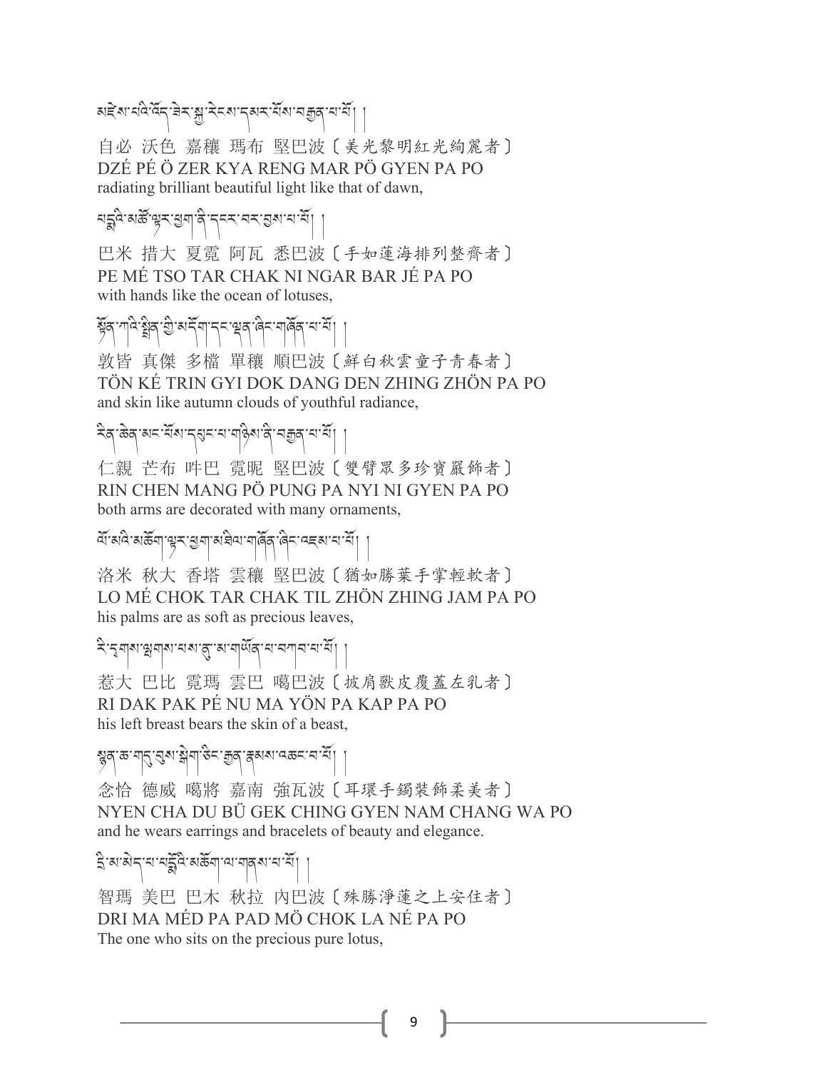མཛེས་པའི་འོད་ཟེར་སྐྱ་རེངས་དམར་པོས་བརྒྱན་པ་པོ། །

自必 沃色 嘉穰 瑪布 堅巴波〔美光黎明紅光絢麗者〕
DZÉ PÉ Ö ZER KYA RENG MAR PÖ GYEN PA PO
radiating brilliant beautiful light like that of dawn,

པདྨའི་མཚོ་ལྟར་ཕྱག་ནི་དངར་བར་བྱས་པ་པོ། །

巴米 措大 夏霓 阿瓦 悉巴波〔手如蓮海排列整齊者〕
PE MÉ TSO TAR CHAK NI NGAR BAR JÉ PA PO
with hands like the ocean of lotuses,

སྟོན་ཀའི་སྤྲིན་གྱི་མདོག་དང་ལྡན་ཞིང་གཞོན་པ་པོ། །

敦皆 真傑 多檔 單穰 順巴波〔鮮白秋雲童子青春者〕
TÖN KÉ TRIN GYI DOK DANG DEN ZHING ZHÖN PA PO
and skin like autumn clouds of youthful radiance,

རིན་ཆེན་མང་པོས་དཔུང་པ་གཉིས་ནི་བརྒྱན་པ་པོ། །

仁親 芒布 吽巴 霓昵 堅巴波〔雙臂眾多珍寶嚴飾者〕
RIN CHEN MANG PÖ PUNG PA NYI NI GYEN PA PO
both arms are decorated with many ornaments,

ལོ་མའི་མཆོག་ལྟར་ཕྱག་མཐིལ་གཞོན་ཞིང་འཇམ་པ་པོ། །

洛米 秋大 香塔 雲穰 堅巴波〔猶如勝葉手掌輕軟者〕
LO MÉ CHOK TAR CHAK TIL ZHÖN ZHING JAM PA PO
his palms are as soft as precious leaves,

རི་དྭགས་ལྤགས་པས་ནུ་མ་གཡོན་པ་བཀབ་པ་པོ། །

惹大 巴比 霓瑪 雲巴 噶巴波〔披肩獸皮覆蓋左乳者〕
RI DAK PAK PÉ NU MA YÖN PA KAP PA PO
his left breast bears the skin of a beast,

སྙན་ཆ་གདུ་བུས་སྐེག་ཅིང་རྒྱན་རྣམས་འཆང་བ་པོ། །

念恰 德威 噶將 嘉南 強瓦波〔耳環手鐲裝飾柔美者〕
NYEN CHA DU BÜ GEK CHING GYEN NAM CHANG WA PO
and he wears earrings and bracelets of beauty and elegance.

དྲི་མ་མེད་པ་པདྨོའི་མཆོག་ལ་གནས་པ་པོ། །

智瑪 美巴 巴木 秋拉 內巴波〔殊勝淨蓮之上安住者〕
DRI MA MÉD PA PAD MÖ CHOK LA NÉ PA PO
The one who sits on the precious pure lotus,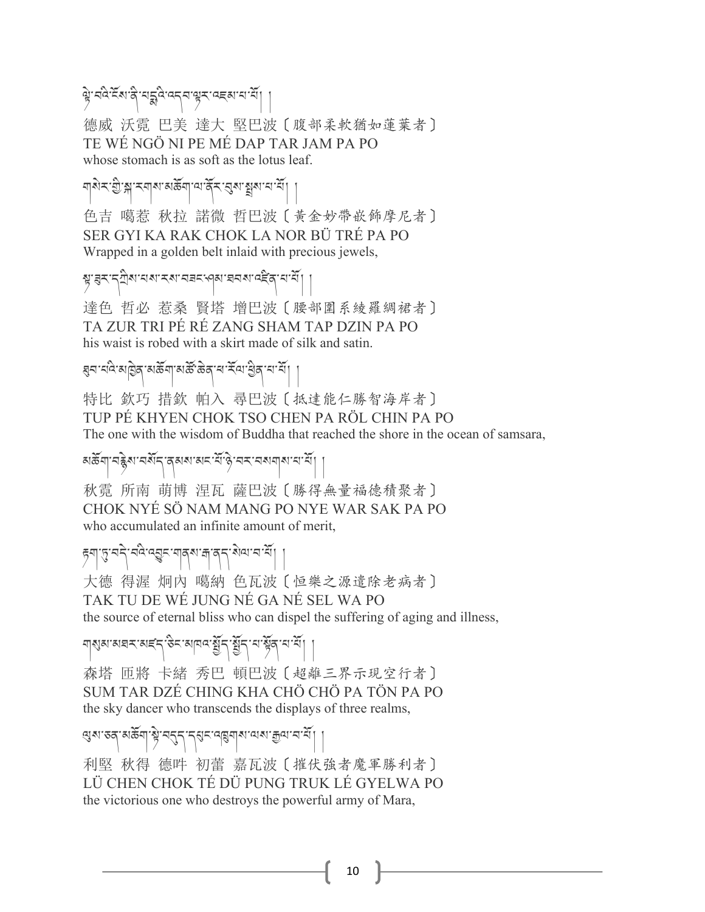ལྟེ་བའི་ངོས་ནི་པདྨའི་འདབ་ལྟར་འཇམ་པ་པོ། །

德威 沃霓 巴美 達大 堅巴波〔腹部柔軟猶如蓮葉者〕
TE WÉ NGÖ NI PE MÉ DAP TAR JAM PA PO
whose stomach is as soft as the lotus leaf.

གསེར་གྱི་ སྐ་རགས་མཆོག་ལ་ནོར་བུས་སྤྲས་པ་པོ། །

色吉 噶惹 秋拉 諾微 哲巴波〔黃金妙帶嵌飾摩尼者〕
SER GYI KA RAK CHOK LA NOR BÜ TRÉ PA PO
Wrapped in a golden belt inlaid with precious jewels,

སྟ་ཟུར་དཀྲིས་པས་རས་བཟང་ཤམ་ཐབས་འཛིན་པ་པོ། །

達色 哲必 惹桑 賢塔 增巴波〔腰部圍系綾羅綢裙者〕
TA ZUR TRI PÉ RÉ ZANG SHAM TAP DZIN PA PO
his waist is robed with a skirt made of silk and satin.

ཐུབ་པའི་མཁྱེན་མཆོག་མཚོ་ཆེན་པ་རོལ་ཕྱིན་པ་པོ། །

特比 欽巧 措欽 帕入 尋巴波〔抵達能仁勝智海岸者〕
TUP PÉ KHYEN CHOK TSO CHEN PA RÖL CHIN PA PO
The one with the wisdom of Buddha that reached the shore in the ocean of samsara,

མཆོག་བརྙེས་བསོད་ནམས་མང་པོ་ཉེ་བར་བསགས་པ་པོ། །

秋霓 所南 萌博 涅瓦 薩巴波〔勝得無量福德積聚者〕
CHOK NYÉ SÖ NAM MANG PO NYE WAR SAK PA PO
who accumulated an infinite amount of merit,

རྟག་ཏུ་བདེ་བའི་འབྱུང་གནས་རྒ་ནད་སེལ་བ་པོ། །

大德 得渥 炯內 噶納 色瓦波〔恒樂之源遣除老病者〕
TAK TU DE WÉ JUNG NÉ GA NÉ SEL WA PO
the source of eternal bliss who can dispel the suffering of aging and illness,

གསུམ་མཐར་མཛད་ཅིང་མཁའ་སྤྱོད་སྤྱོད་པ་སྟོན་པ་པོ། །

森塔 匝將 卡緒 秀巴 頓巴波〔超離三界示現空行者〕
SUM TAR DZÉ CHING KHA CHÖ CHÖ PA TÖN PA PO
the sky dancer who transcends the displays of three realms,

ལུས་ཅན་མཆོག་སྟེ་བདུད་དཔུང་འབྲུགས་ལས་རྒྱལ་བ་པོ། །

利堅 秋得 德吽 初蕾 嘉瓦波〔摧伏強者魔軍勝利者〕
LÜ CHEN CHOK TÉ DÜ PUNG TRUK LÉ GYELWA PO
the victorious one who destroys the powerful army of Mara,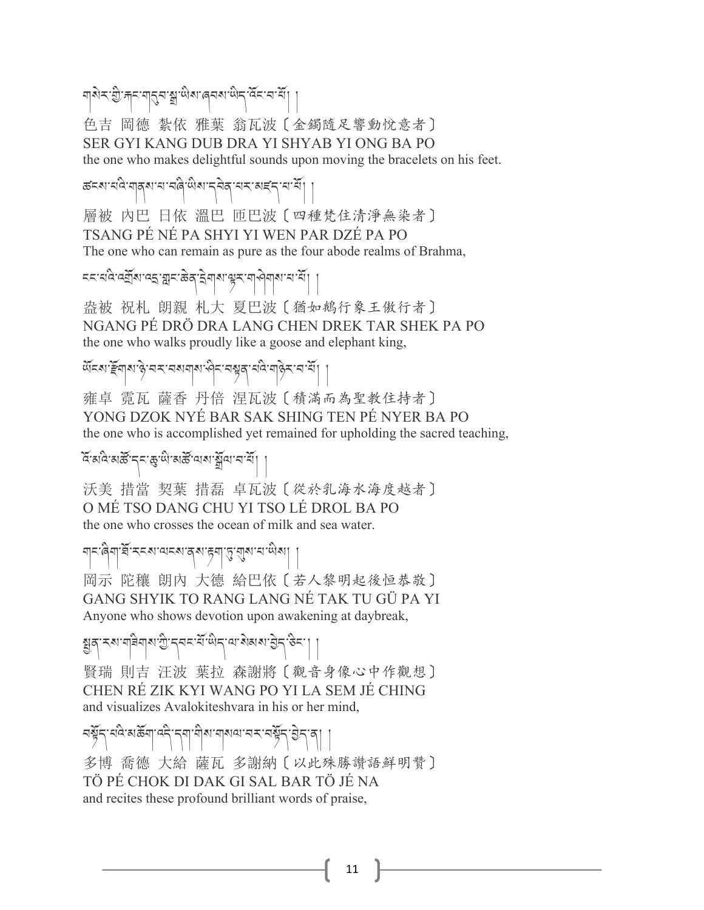གསེར་གྱི་རྐང་གདུབ་སྒྲ་ཡིས་ཞབས་ཡིད་འོང་བ་པོ། །

色吉 岡德 紮依 雅葉 翁瓦波〔金鐲隨足響動悅意者〕
SER GYI KANG DUB DRA YI SHYAB YI ONG BA PO
the one who makes delightful sounds upon moving the bracelets on his feet.

ཚངས་པའི་གནས་པ་བཞི་ཡིས་དབེན་པར་མཛད་པ་པོ། །

層被 內巴 日依 溫巴 匝巴波〔四種梵住清淨無染者〕
TSANG PÉ NÉ PA SHYI YI WEN PAR DZÉ PA PO
The one who can remain as pure as the four abode realms of Brahma,

ངང་པའི་འགྲོས་འདྲ་གླང་ཆེན་དྲེགས་ལྟར་གཤེགས་པ་པོ། །

盎被 祝札 朗親 札大 夏巴波〔猶如鵝行象王傲行者〕
NGANG PÉ DRÖ DRA LANG CHEN DREK TAR SHEK PA PO
the one who walks proudly like a goose and elephant king,

ཡོངས་རྫོགས་ཉེ་བར་བསགས་ཤིང་བསྟན་པའི་གཉེར་བ་པོ། །

雍卓 霓瓦 薩香 丹倍 涅瓦波〔積滿而為聖教住持者〕
YONG DZOK NYÉ BAR SAK SHING TEN PÉ NYER BA PO
the one who is accomplished yet remained for upholding the sacred teaching,

འོ་མའི་མཚོ་དང་ཆུ་ཡི་མཚོ་ལས་སྒྲོལ་བ་པོ། །

沃美 措當 契葉 措磊 卓瓦波〔從於乳海水海度越者〕
O MÉ TSO DANG CHU YI TSO LÉ DROL BA PO
the one who crosses the ocean of milk and sea water.

གང་ཞིག་ཐོ་རངས་ལངས་ནས་རྟག་ཏུ་གུས་པ་ཡིས། །

岡示 陀穰 朗內 大德 給巴依〔若人黎明起後恒恭敬〕
GANG SHYIK TO RANG LANG NÉ TAK TU GÜ PA YI
Anyone who shows devotion upon awakening at daybreak,

སྤྱན་རས་གཟིགས་ཀྱི་དབང་པོ་ཡིད་ལ་སེམས་བྱེད་ཅིང་། །

賢瑞 則吉 汪波 葉拉 森謝將〔觀音身像心中作觀想〕
CHEN RÉ ZIK KYI WANG PO YI LA SEM JÉ CHING
and visualizes Avalokiteshvara in his or her mind,

བསྟོད་པའི་མཆོག་འདི་དག་གིས་གསལ་བར་བསྟོད་བྱེད་ན། །

多博 喬德 大給 薩瓦 多謝納〔以此殊勝讚語鮮明贊〕
TÖ PÉ CHOK DI DAK GI SAL BAR TÖ JÉ NA
and recites these profound brilliant words of praise,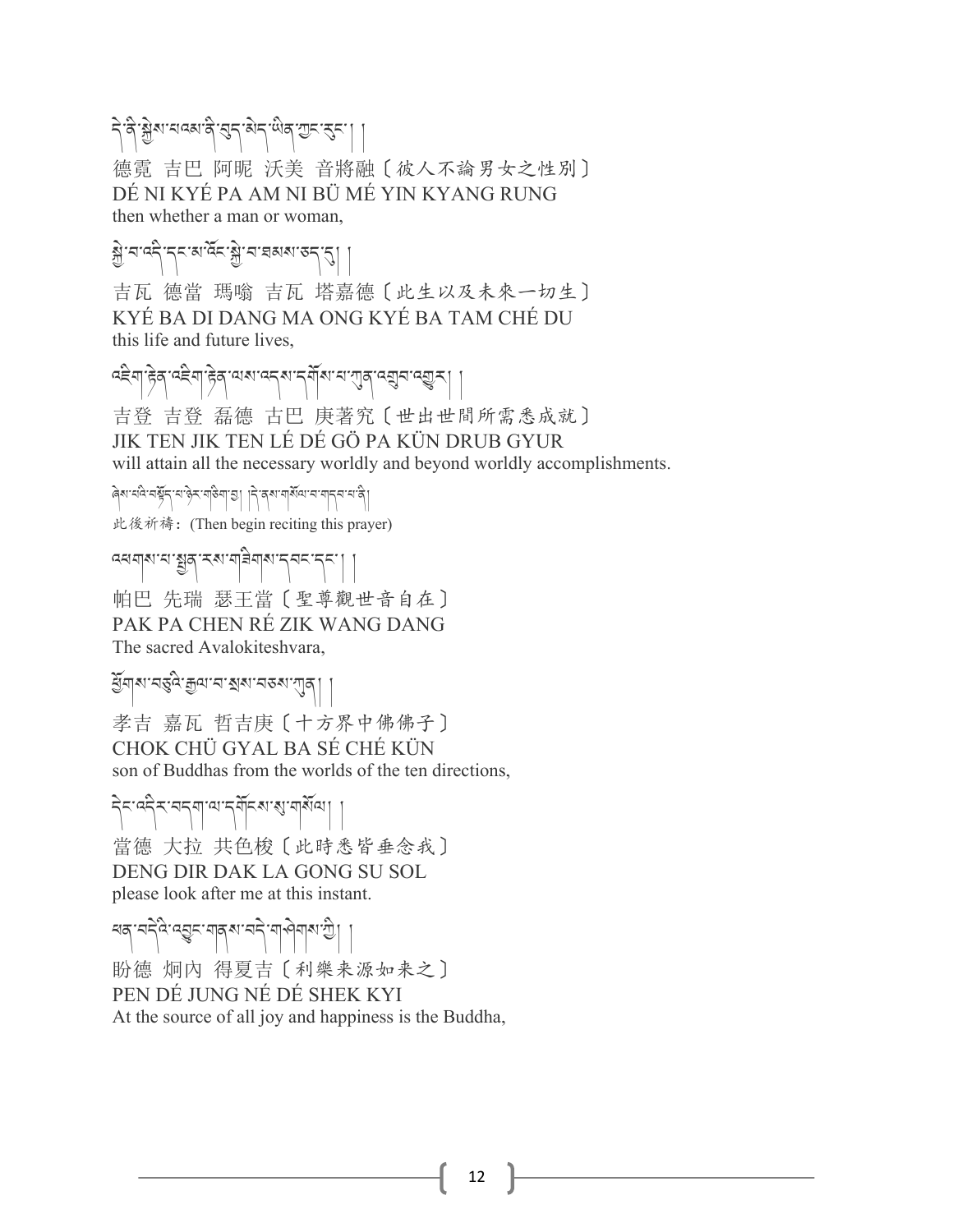དེ་ནི་སྐྱེས་པའམ་ནི་བུད་མེད་ཡིན་ཀྱང་རུང་། །

德霓 吉巴 阿昵 沃美 音將融〔彼人不論男女之性別〕
DÉ NI KYÉ PA AM NI BÜ MÉ YIN KYANG RUNG
then whether a man or woman,

སྐྱེ་བ་འདི་དང་མ་འོང་སྐྱེ་བ་ཐམས་ཅད་དུ། །

吉瓦 德當 瑪嗡 吉瓦 塔嘉德〔此生以及未來一切生〕
KYÉ BA DI DANG MA ONG KYÉ BA TAM CHÉ DU
this life and future lives,

འཇིག་རྟེན་འཇིག་རྟེན་ལས་འདས་དགོས་པ་ཀུན་འགྲུབ་འགྱུར། །

吉登 吉登 磊德 古巴 庚著究〔世出世間所需悉成就〕
JIK TEN JIK TEN LÉ DÉ GÖ PA KÜN DRUB GYUR
will attain all the necessary worldly and beyond worldly accomplishments.

ཞེས་པའི་བསྔོད་པ་ཉེར་གཅིག་གོ། །དེ་ནས་གསོལ་བ་གདབ་པ་ནི།

此後祈禱：(Then begin reciting this prayer)

འཕགས་པ་སྤྱན་རས་གཟིགས་དབང་དང་། །

帕巴 先瑞 瑟王當〔聖尊觀世音自在〕
PAK PA CHEN RÉ ZIK WANG DANG
The sacred Avalokiteshvara,

ཕྱོགས་བཅུའི་རྒྱལ་བ་སྲས་བཅས་ཀུན། །

孝吉 嘉瓦 哲吉庚〔十方界中佛佛子〕
CHOK CHÜ GYAL BA SÉ CHÉ KÜN
son of Buddhas from the worlds of the ten directions,

དེང་འདིར་བདག་ལ་དགོངས་སུ་གསོལ། །

當德 大拉 共色梭〔此時悉皆垂念我〕
DENG DIR DAK LA GONG SU SOL
please look after me at this instant.

ཕན་བདེའི་འབྱུང་གནས་བདེ་གཤེགས་ཀྱི། །

盼德 烱內 得夏吉〔利樂來源如來之〕
PEN DÉ JUNG NÉ DÉ SHEK KYI
At the source of all joy and happiness is the Buddha,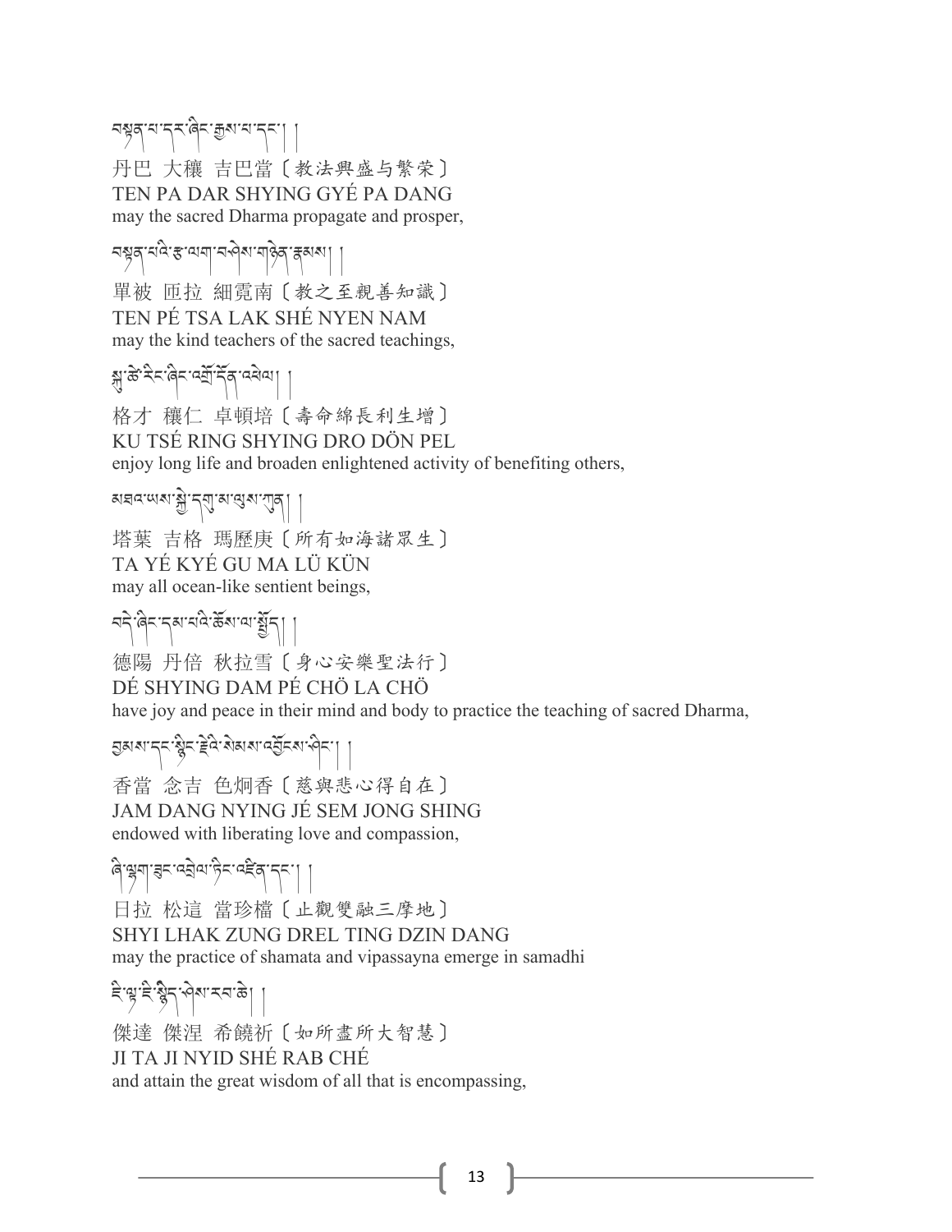བསྟན་པ་དར་ཞིང་རྒྱས་པ་དང་། །

丹巴 大穰 吉巴當〔教法興盛与繁荣〕

TEN PA DAR SHYING GYÉ PA DANG

may the sacred Dharma propagate and prosper,

བསྟན་པའི་རྩ་ལག་བཤེས་གཉེན་རྣམས། །

單被 匝拉 細霓南〔教之至親善知識〕

TEN PÉ TSA LAK SHÉ NYEN NAM

may the kind teachers of the sacred teachings,

སྐུ་ཚེ་རིང་ཞིང་འགྲོ་དོན་འཕེལ། །

格才 穰仁 卓頓培〔壽命綿長利生增〕

KU TSÉ RING SHYING DRO DÖN PEL

enjoy long life and broaden enlightened activity of benefiting others,

མཐའ་ཡས་སྐྱེ་དགུ་མ་ལུས་ཀུན། །

塔葉 吉格 瑪歷庚〔所有如海諸眾生〕

TA YÉ KYÉ GU MA LÜ KÜN

may all ocean-like sentient beings,

བདེ་ཞིང་དམ་པའི་ཆོས་ལ་སྤྱོད། །

德陽 丹倍 秋拉雪〔身心安樂聖法行〕

DÉ SHYING DAM PÉ CHÖ LA CHÖ

have joy and peace in their mind and body to practice the teaching of sacred Dharma,

བྱམས་དང་སྙིང་རྗེའི་སེམས་འབྱོངས་ཤིང་། །

香當 念吉 色炯香〔慈與悲心得自在〕

JAM DANG NYING JÉ SEM JONG SHING

endowed with liberating love and compassion,

ཞི་ལྷག་ཟུང་འབྲེལ་ཏིང་འཛིན་དང་། །

日拉 松這 當珍檔〔止觀雙融三摩地〕

SHYI LHAK ZUNG DREL TING DZIN DANG

may the practice of shamata and vipassayna emerge in samadhi

ཇི་ལྟ་ཇི་སྙེད་ཤེས་རབ་ཆེ། །

傑達 傑涅 希饒祈〔如所盡所大智慧〕

JI TA JI NYID SHÉ RAB CHÉ

and attain the great wisdom of all that is encompassing,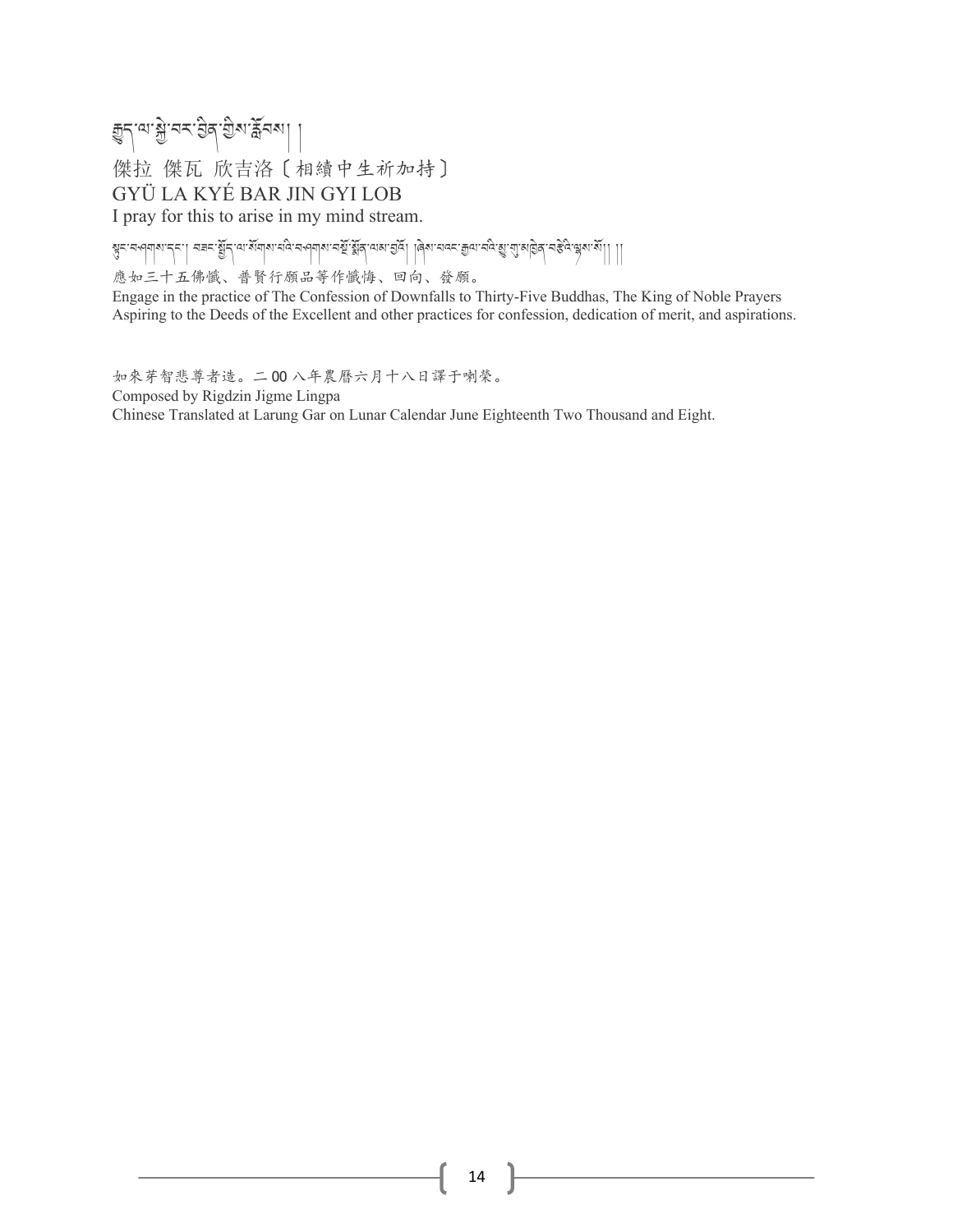རྒྱུད་ལ་སྐྱེ་བར་བྱིན་གྱིས་རློབས། །

傑拉 傑瓦 欣吉洛〔相續中生祈加持〕

GYÜ LA KYÉ BAR JIN GYI LOB

I pray for this to arise in my mind stream.

ལྟུང་བཤགས་དང་། བཟང་སྤྱོད་ལ་སོགས་པའི་བཤགས་བསྔོ་སྨོན་ལམ་བྱའོ། །ཞེས་པའང་རྒྱལ་བའི་མྱུ་གུ་མཁྱེན་བརྩེའི་སྨྲས་སོ།། །།

應如三十五佛懺、普賢行願品等作懺悔、回向、發願。

Engage in the practice of The Confession of Downfalls to Thirty-Five Buddhas, The King of Noble Prayers Aspiring to the Deeds of the Excellent and other practices for confession, dedication of merit, and aspirations.

如來芽智悲尊者造。二00八年農曆六月十八日譯于喇榮。

Composed by Rigdzin Jigme Lingpa

Chinese Translated at Larung Gar on Lunar Calendar June Eighteenth Two Thousand and Eight.